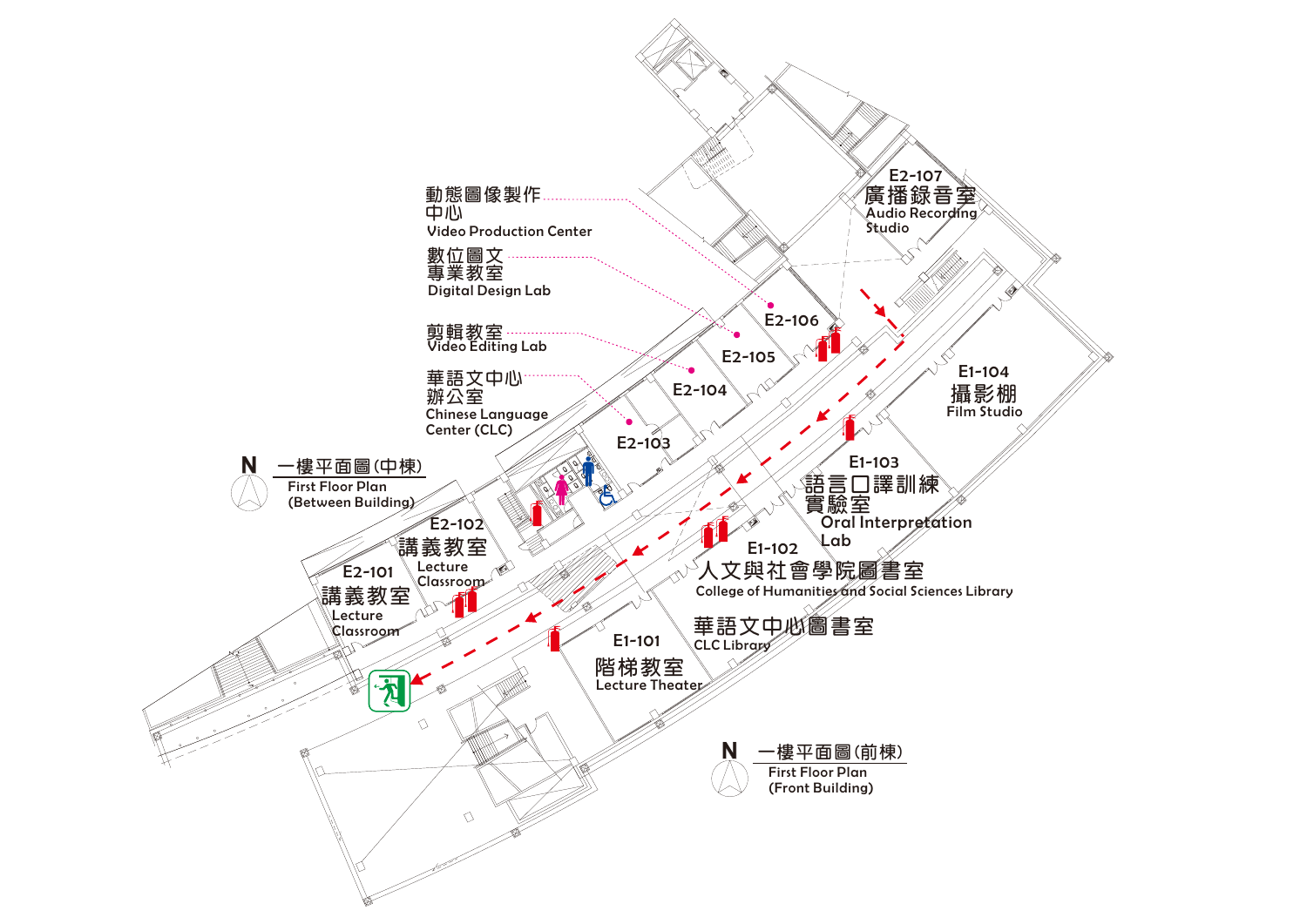N 一樓平面圖(中棟)
First Floor Plan
(Between Building)

動態圖像製作中心
Video Production Center

數位圖文專業教室
Digital Design Lab

剪輯教室
Video Editing Lab

華語文中心辦公室
Chinese Language Center (CLC)

E2-107
廣播錄音室
Audio Recording Studio

E2-106

E2-105

E2-104

E2-103

E2-102
講義教室
Lecture Classroom

E2-101
講義教室
Lecture Classroom

E1-104
攝影棚
Film Studio

E1-103
語言口譯訓練實驗室
Oral Interpretation Lab

E1-102
人文與社會學院圖書室
College of Humanities and Social Sciences Library

華語文中心圖書室
CLC Library

E1-101
階梯教室
Lecture Theater

N 一樓平面圖(前棟)
First Floor Plan
(Front Building)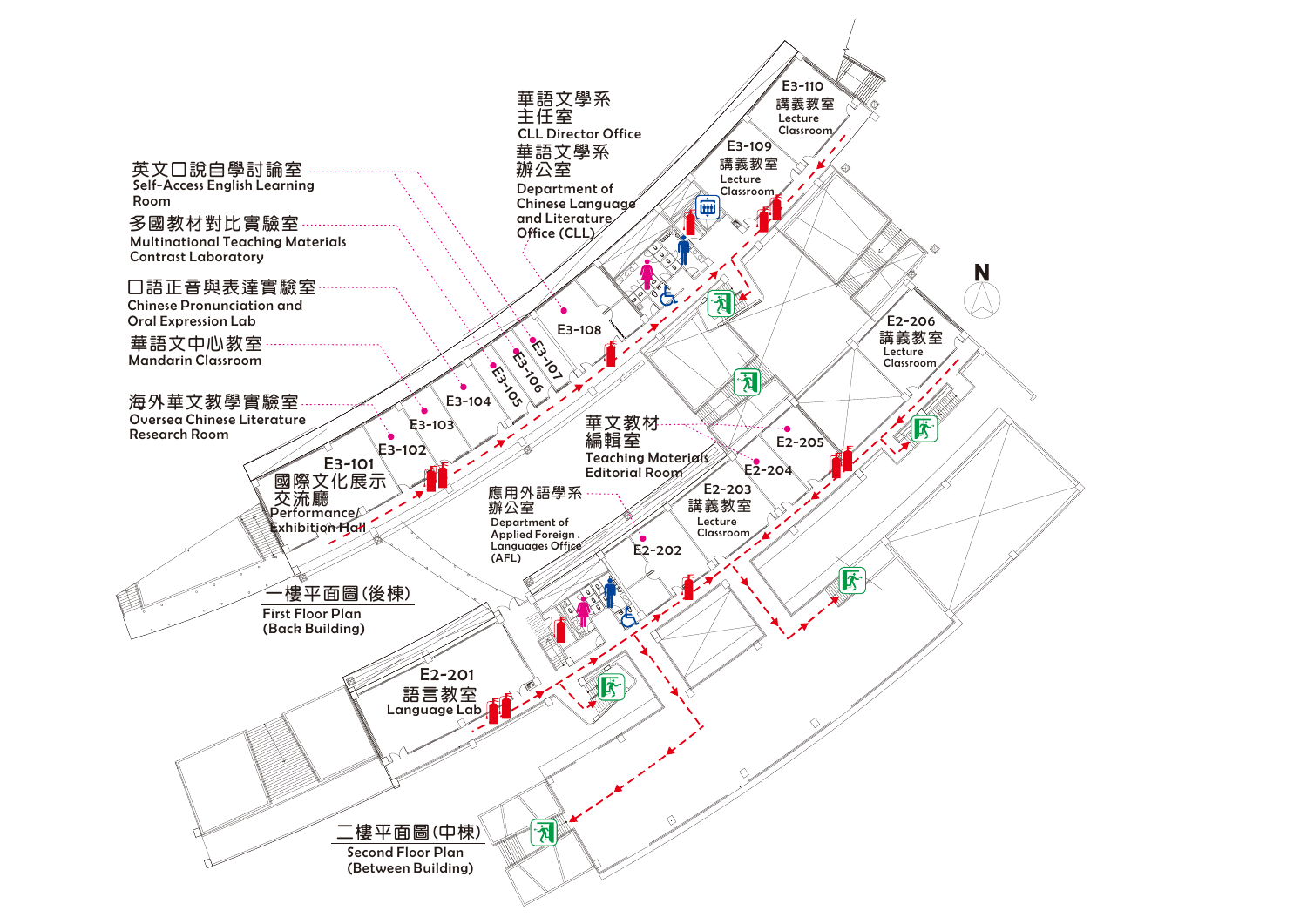華語文學系主任室
CLL Director Office

華語文學系辦公室
Department of Chinese Language and Literature Office (CLL)

英文口說自學討論室
Self-Access English Learning Room

多國教材對比實驗室
Multinational Teaching Materials Contrast Laboratory

口語正音與表達實驗室
Chinese Pronunciation and Oral Expression Lab

華語文中心教室
Mandarin Classroom

海外華文教學實驗室
Oversea Chinese Literature Research Room

E3-110 講義教室 Lecture Classroom

E3-109 講義教室 Lecture Classroom

E3-108

E3-107

E3-106

E3-105

E3-104

E3-103

E3-102

E3-101 國際文化展示交流廳 Performance/Exhibition Hall

N

E2-206 講義教室 Lecture Classroom

華文教材編輯室
Teaching Materials Editorial Room

E2-205

E2-204

E2-203 講義教室 Lecture Classroom

應用外語學系辦公室
Department of Applied Foreign Languages Office (AFL)

E2-202

E2-201 語言教室 Language Lab

一樓平面圖(後棟)
First Floor Plan (Back Building)

二樓平面圖(中棟)
Second Floor Plan (Between Building)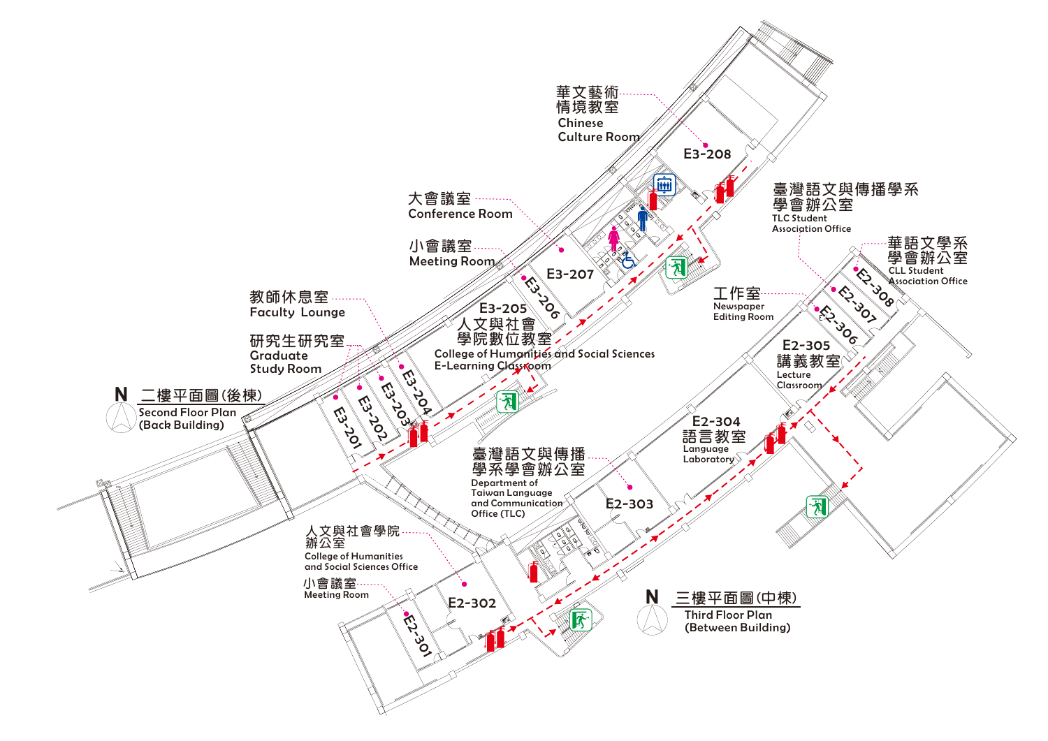## 二樓平面圖(後棟)
Second Floor Plan (Back Building)

- 華文藝術情境教室 Chinese Culture Room — E3-208
- 大會議室 Conference Room — E3-207
- 小會議室 Meeting Room — E3-206
- 人文與社會學院數位教室 College of Humanities and Social Sciences E-Learning Classroom — E3-205
- 教師休息室 Faculty Lounge — E3-204
- 研究生研究室 Graduate Study Room — E3-201, E3-202, E3-203

## 三樓平面圖(中棟)
Third Floor Plan (Between Building)

- 華語文學系學會辦公室 CLL Student Association Office — E2-308
- 臺灣語文與傳播學系學會辦公室 TLC Student Association Office — E2-307
- 工作室 Newspaper Editing Room — E2-306
- 講義教室 Lecture Classroom — E2-305
- 語言教室 Language Laboratory — E2-304
- 臺灣語文與傳播學系學會辦公室 Department of Taiwan Language and Communication Office (TLC) — E2-303
- 人文與社會學院辦公室 College of Humanities and Social Sciences Office — E2-302
- 小會議室 Meeting Room — E2-301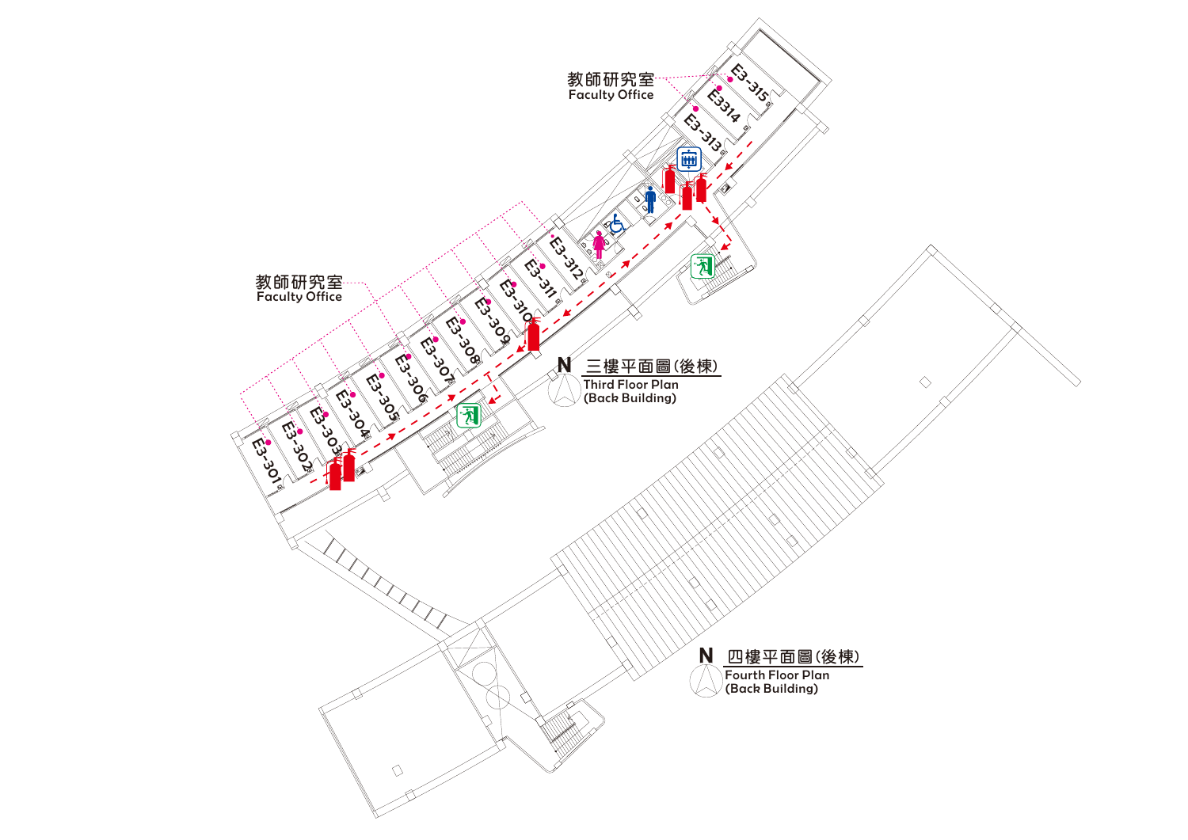教師研究室
Faculty Office

E3-315
E3314
E3-313

教師研究室
Faculty Office

E3-312
E3-311
E3-310
E3-309
E3-308
E3-307
E3-306
E3-305
E3-304
E3-303
E3-302
E3-301

N 三樓平面圖(後棟)
Third Floor Plan
(Back Building)

N 四樓平面圖(後棟)
Fourth Floor Plan
(Back Building)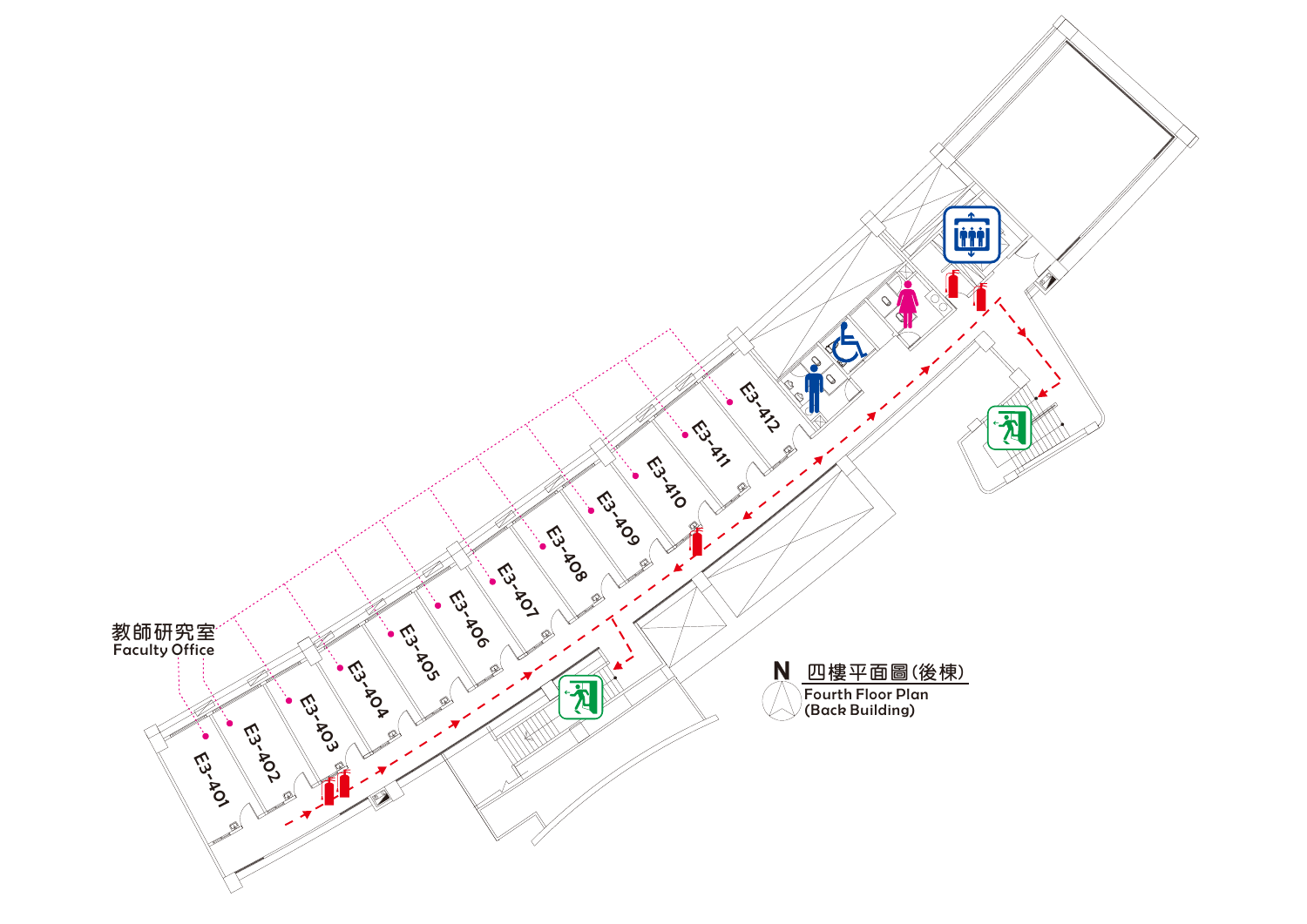N 四樓平面圖(後棟)
Fourth Floor Plan
(Back Building)

教師研究室
Faculty Office

E3-401
E3-402
E3-403
E3-404
E3-405
E3-406
E3-407
E3-408
E3-409
E3-410
E3-411
E3-412